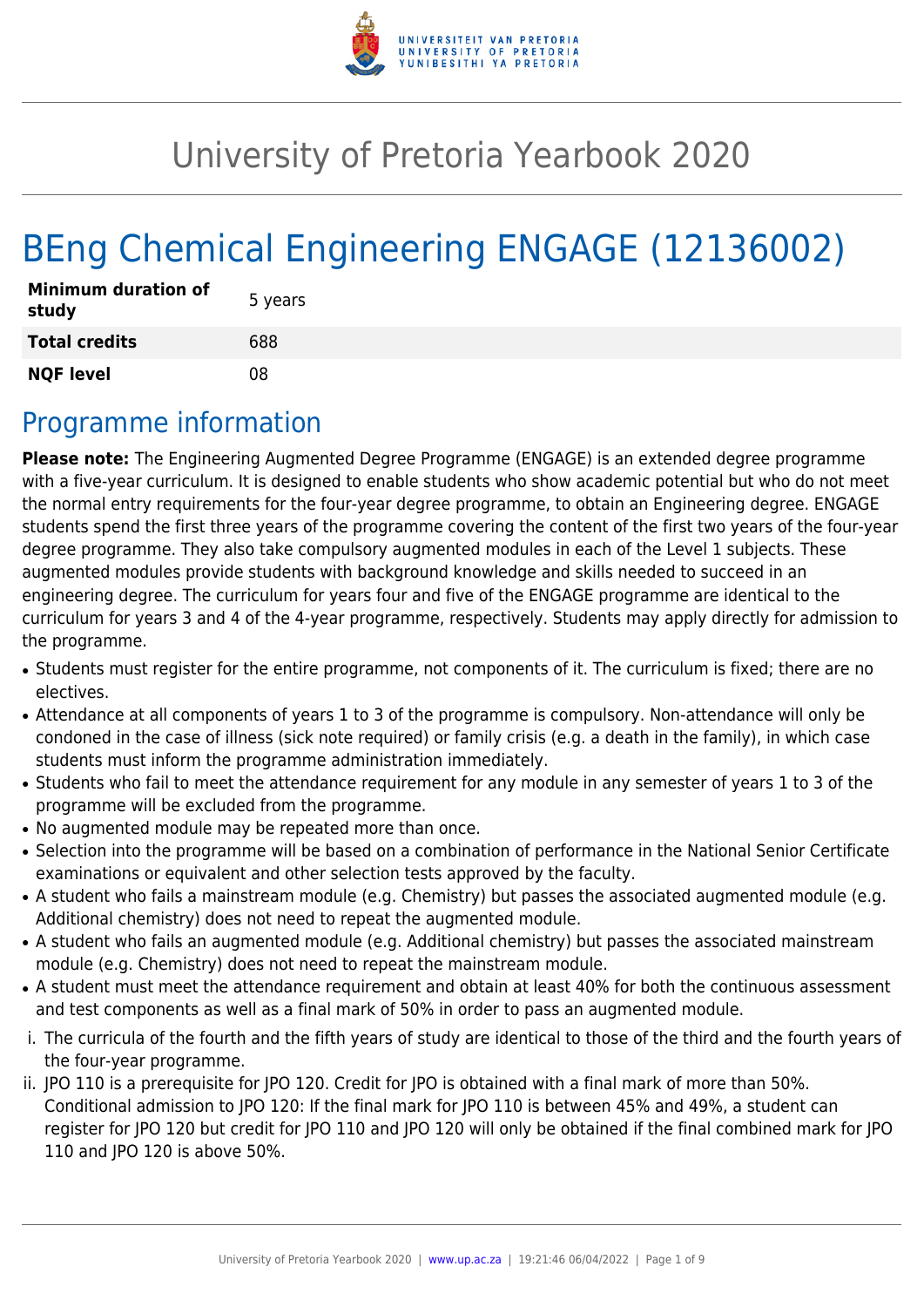# University of Pretoria Yearbook 2020

# BEng Chemical Engineering ENGAGE (12136002)

| | |
|---|---|
| **Minimum duration of study** | 5 years |
| **Total credits** | 688 |
| **NQF level** | 08 |

## Programme information

**Please note:** The Engineering Augmented Degree Programme (ENGAGE) is an extended degree programme with a five-year curriculum. It is designed to enable students who show academic potential but who do not meet the normal entry requirements for the four-year degree programme, to obtain an Engineering degree. ENGAGE students spend the first three years of the programme covering the content of the first two years of the four-year degree programme. They also take compulsory augmented modules in each of the Level 1 subjects. These augmented modules provide students with background knowledge and skills needed to succeed in an engineering degree. The curriculum for years four and five of the ENGAGE programme are identical to the curriculum for years 3 and 4 of the 4-year programme, respectively. Students may apply directly for admission to the programme.

- Students must register for the entire programme, not components of it. The curriculum is fixed; there are no electives.
- Attendance at all components of years 1 to 3 of the programme is compulsory. Non-attendance will only be condoned in the case of illness (sick note required) or family crisis (e.g. a death in the family), in which case students must inform the programme administration immediately.
- Students who fail to meet the attendance requirement for any module in any semester of years 1 to 3 of the programme will be excluded from the programme.
- No augmented module may be repeated more than once.
- Selection into the programme will be based on a combination of performance in the National Senior Certificate examinations or equivalent and other selection tests approved by the faculty.
- A student who fails a mainstream module (e.g. Chemistry) but passes the associated augmented module (e.g. Additional chemistry) does not need to repeat the augmented module.
- A student who fails an augmented module (e.g. Additional chemistry) but passes the associated mainstream module (e.g. Chemistry) does not need to repeat the mainstream module.
- A student must meet the attendance requirement and obtain at least 40% for both the continuous assessment and test components as well as a final mark of 50% in order to pass an augmented module.

i. The curricula of the fourth and the fifth years of study are identical to those of the third and the fourth years of the four-year programme.
ii. JPO 110 is a prerequisite for JPO 120. Credit for JPO is obtained with a final mark of more than 50%. Conditional admission to JPO 120: If the final mark for JPO 110 is between 45% and 49%, a student can register for JPO 120 but credit for JPO 110 and JPO 120 will only be obtained if the final combined mark for JPO 110 and JPO 120 is above 50%.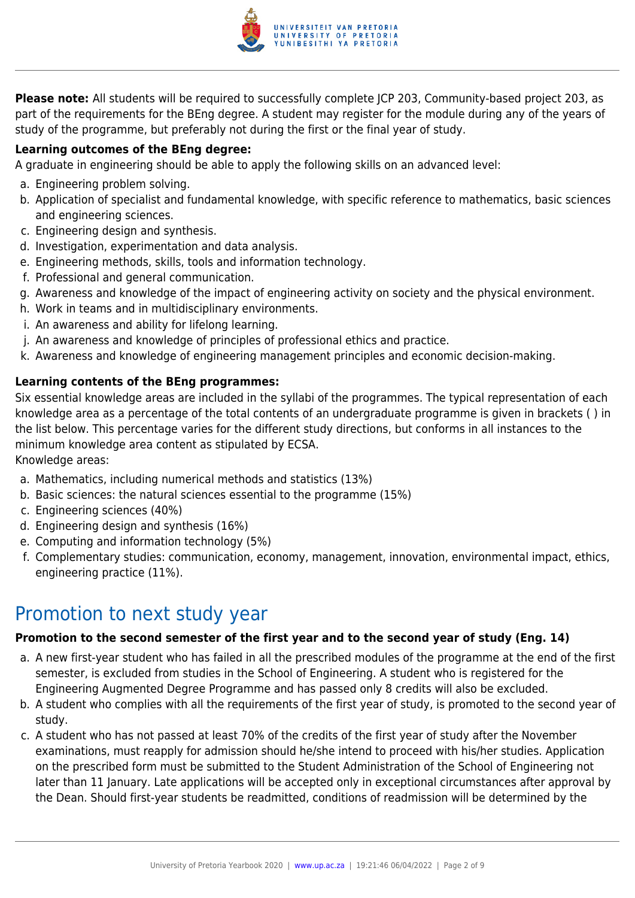**Please note:** All students will be required to successfully complete JCP 203, Community-based project 203, as part of the requirements for the BEng degree. A student may register for the module during any of the years of study of the programme, but preferably not during the first or the final year of study.

**Learning outcomes of the BEng degree:**

A graduate in engineering should be able to apply the following skills on an advanced level:

a. Engineering problem solving.
b. Application of specialist and fundamental knowledge, with specific reference to mathematics, basic sciences and engineering sciences.
c. Engineering design and synthesis.
d. Investigation, experimentation and data analysis.
e. Engineering methods, skills, tools and information technology.
f. Professional and general communication.
g. Awareness and knowledge of the impact of engineering activity on society and the physical environment.
h. Work in teams and in multidisciplinary environments.
i. An awareness and ability for lifelong learning.
j. An awareness and knowledge of principles of professional ethics and practice.
k. Awareness and knowledge of engineering management principles and economic decision-making.

**Learning contents of the BEng programmes:**

Six essential knowledge areas are included in the syllabi of the programmes. The typical representation of each knowledge area as a percentage of the total contents of an undergraduate programme is given in brackets ( ) in the list below. This percentage varies for the different study directions, but conforms in all instances to the minimum knowledge area content as stipulated by ECSA.

Knowledge areas:

a. Mathematics, including numerical methods and statistics (13%)
b. Basic sciences: the natural sciences essential to the programme (15%)
c. Engineering sciences (40%)
d. Engineering design and synthesis (16%)
e. Computing and information technology (5%)
f. Complementary studies: communication, economy, management, innovation, environmental impact, ethics, engineering practice (11%).

# Promotion to next study year

**Promotion to the second semester of the first year and to the second year of study (Eng. 14)**

a. A new first-year student who has failed in all the prescribed modules of the programme at the end of the first semester, is excluded from studies in the School of Engineering. A student who is registered for the Engineering Augmented Degree Programme and has passed only 8 credits will also be excluded.
b. A student who complies with all the requirements of the first year of study, is promoted to the second year of study.
c. A student who has not passed at least 70% of the credits of the first year of study after the November examinations, must reapply for admission should he/she intend to proceed with his/her studies. Application on the prescribed form must be submitted to the Student Administration of the School of Engineering not later than 11 January. Late applications will be accepted only in exceptional circumstances after approval by the Dean. Should first-year students be readmitted, conditions of readmission will be determined by the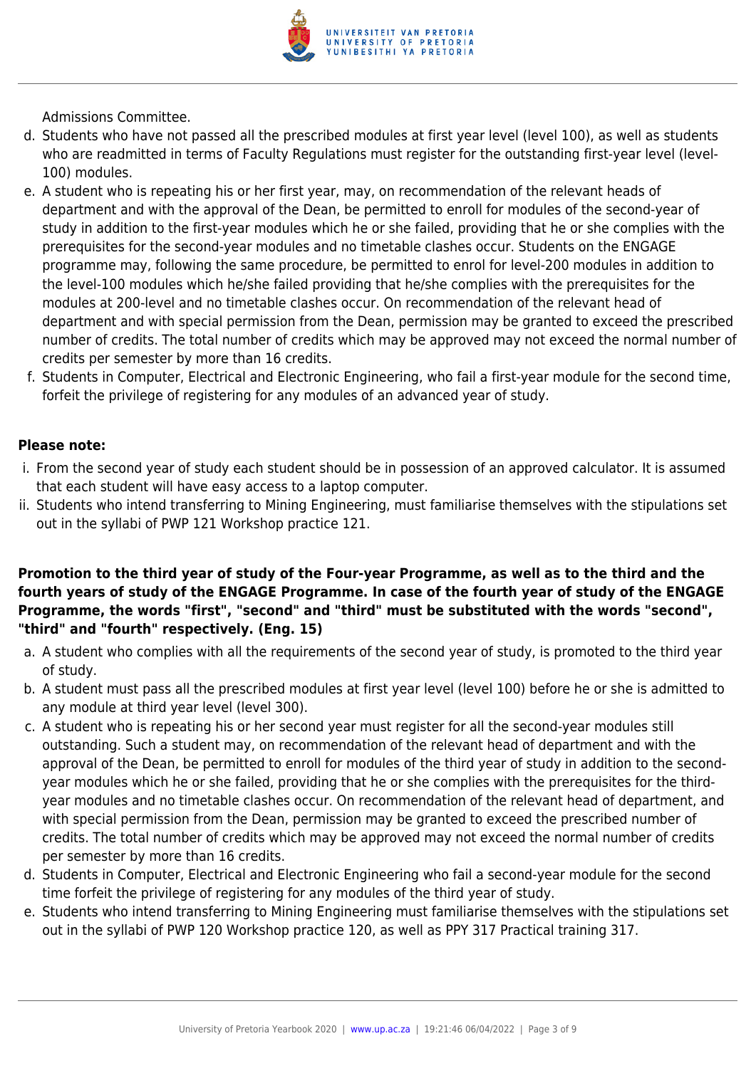Admissions Committee.

d. Students who have not passed all the prescribed modules at first year level (level 100), as well as students who are readmitted in terms of Faculty Regulations must register for the outstanding first-year level (level-100) modules.
e. A student who is repeating his or her first year, may, on recommendation of the relevant heads of department and with the approval of the Dean, be permitted to enroll for modules of the second-year of study in addition to the first-year modules which he or she failed, providing that he or she complies with the prerequisites for the second-year modules and no timetable clashes occur. Students on the ENGAGE programme may, following the same procedure, be permitted to enrol for level-200 modules in addition to the level-100 modules which he/she failed providing that he/she complies with the prerequisites for the modules at 200-level and no timetable clashes occur. On recommendation of the relevant head of department and with special permission from the Dean, permission may be granted to exceed the prescribed number of credits. The total number of credits which may be approved may not exceed the normal number of credits per semester by more than 16 credits.
f. Students in Computer, Electrical and Electronic Engineering, who fail a first-year module for the second time, forfeit the privilege of registering for any modules of an advanced year of study.

**Please note:**

i. From the second year of study each student should be in possession of an approved calculator. It is assumed that each student will have easy access to a laptop computer.
ii. Students who intend transferring to Mining Engineering, must familiarise themselves with the stipulations set out in the syllabi of PWP 121 Workshop practice 121.

**Promotion to the third year of study of the Four-year Programme, as well as to the third and the fourth years of study of the ENGAGE Programme. In case of the fourth year of study of the ENGAGE Programme, the words "first", "second" and "third" must be substituted with the words "second", "third" and "fourth" respectively. (Eng. 15)**

a. A student who complies with all the requirements of the second year of study, is promoted to the third year of study.
b. A student must pass all the prescribed modules at first year level (level 100) before he or she is admitted to any module at third year level (level 300).
c. A student who is repeating his or her second year must register for all the second-year modules still outstanding. Such a student may, on recommendation of the relevant head of department and with the approval of the Dean, be permitted to enroll for modules of the third year of study in addition to the second-year modules which he or she failed, providing that he or she complies with the prerequisites for the third-year modules and no timetable clashes occur. On recommendation of the relevant head of department, and with special permission from the Dean, permission may be granted to exceed the prescribed number of credits. The total number of credits which may be approved may not exceed the normal number of credits per semester by more than 16 credits.
d. Students in Computer, Electrical and Electronic Engineering who fail a second-year module for the second time forfeit the privilege of registering for any modules of the third year of study.
e. Students who intend transferring to Mining Engineering must familiarise themselves with the stipulations set out in the syllabi of PWP 120 Workshop practice 120, as well as PPY 317 Practical training 317.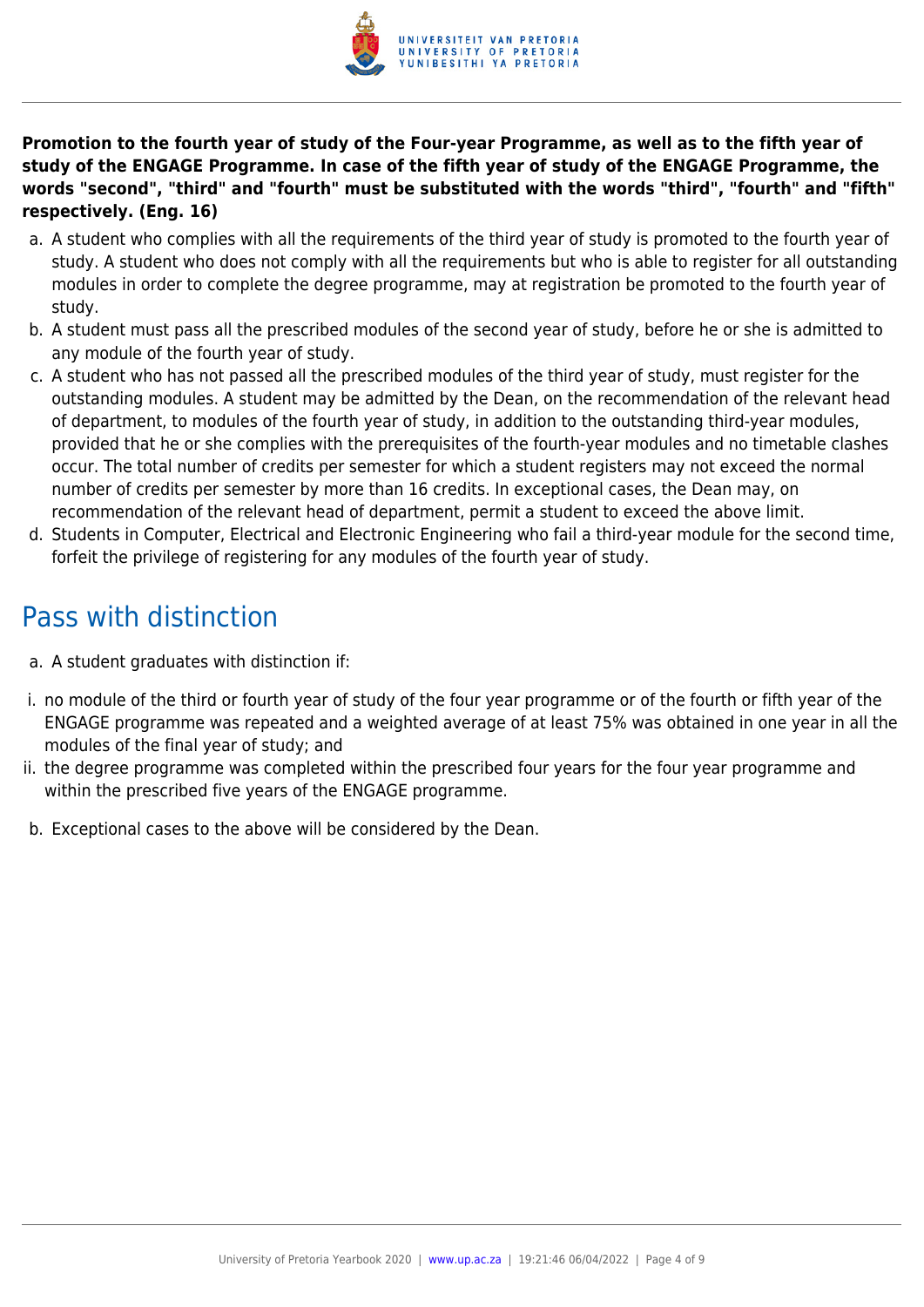**Promotion to the fourth year of study of the Four-year Programme, as well as to the fifth year of study of the ENGAGE Programme. In case of the fifth year of study of the ENGAGE Programme, the words "second", "third" and "fourth" must be substituted with the words "third", "fourth" and "fifth" respectively. (Eng. 16)**

a. A student who complies with all the requirements of the third year of study is promoted to the fourth year of study. A student who does not comply with all the requirements but who is able to register for all outstanding modules in order to complete the degree programme, may at registration be promoted to the fourth year of study.
b. A student must pass all the prescribed modules of the second year of study, before he or she is admitted to any module of the fourth year of study.
c. A student who has not passed all the prescribed modules of the third year of study, must register for the outstanding modules. A student may be admitted by the Dean, on the recommendation of the relevant head of department, to modules of the fourth year of study, in addition to the outstanding third-year modules, provided that he or she complies with the prerequisites of the fourth-year modules and no timetable clashes occur. The total number of credits per semester for which a student registers may not exceed the normal number of credits per semester by more than 16 credits. In exceptional cases, the Dean may, on recommendation of the relevant head of department, permit a student to exceed the above limit.
d. Students in Computer, Electrical and Electronic Engineering who fail a third-year module for the second time, forfeit the privilege of registering for any modules of the fourth year of study.

## Pass with distinction

a. A student graduates with distinction if:

i. no module of the third or fourth year of study of the four year programme or of the fourth or fifth year of the ENGAGE programme was repeated and a weighted average of at least 75% was obtained in one year in all the modules of the final year of study; and
ii. the degree programme was completed within the prescribed four years for the four year programme and within the prescribed five years of the ENGAGE programme.

b. Exceptional cases to the above will be considered by the Dean.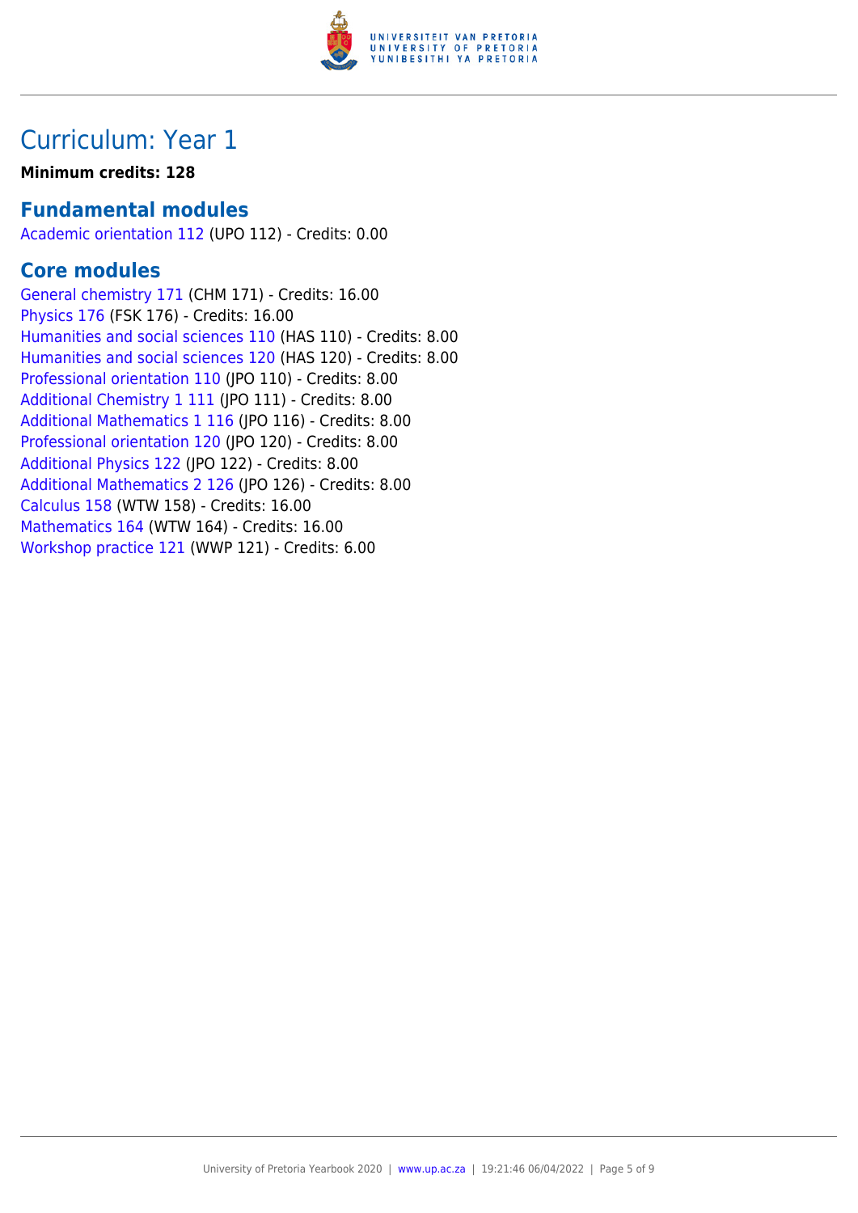# Curriculum: Year 1

**Minimum credits: 128**

## Fundamental modules

Academic orientation 112 (UPO 112) - Credits: 0.00

## Core modules

General chemistry 171 (CHM 171) - Credits: 16.00
Physics 176 (FSK 176) - Credits: 16.00
Humanities and social sciences 110 (HAS 110) - Credits: 8.00
Humanities and social sciences 120 (HAS 120) - Credits: 8.00
Professional orientation 110 (JPO 110) - Credits: 8.00
Additional Chemistry 1 111 (JPO 111) - Credits: 8.00
Additional Mathematics 1 116 (JPO 116) - Credits: 8.00
Professional orientation 120 (JPO 120) - Credits: 8.00
Additional Physics 122 (JPO 122) - Credits: 8.00
Additional Mathematics 2 126 (JPO 126) - Credits: 8.00
Calculus 158 (WTW 158) - Credits: 16.00
Mathematics 164 (WTW 164) - Credits: 16.00
Workshop practice 121 (WWP 121) - Credits: 6.00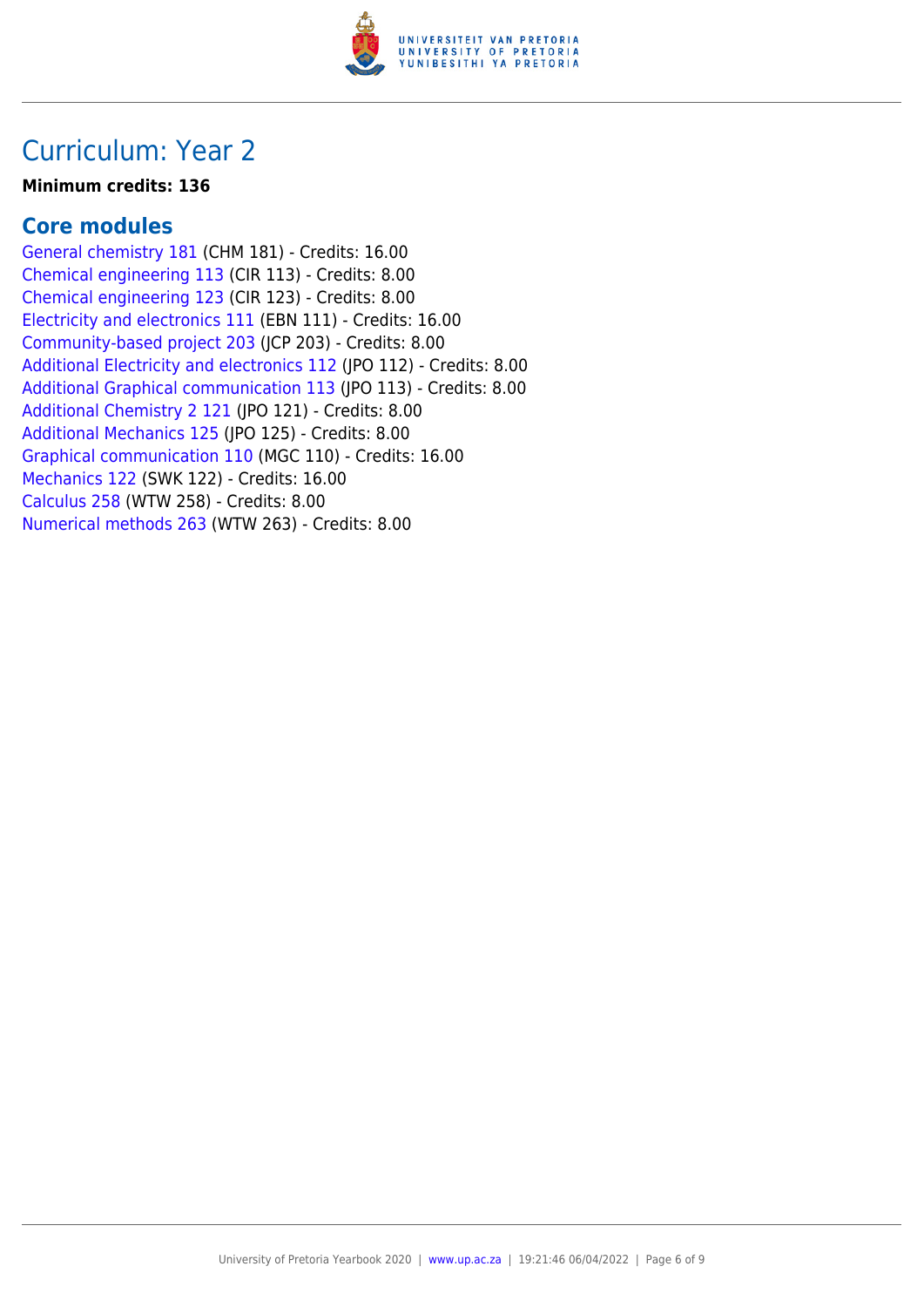# Curriculum: Year 2

**Minimum credits: 136**

## Core modules

General chemistry 181 (CHM 181) - Credits: 16.00
Chemical engineering 113 (CIR 113) - Credits: 8.00
Chemical engineering 123 (CIR 123) - Credits: 8.00
Electricity and electronics 111 (EBN 111) - Credits: 16.00
Community-based project 203 (JCP 203) - Credits: 8.00
Additional Electricity and electronics 112 (JPO 112) - Credits: 8.00
Additional Graphical communication 113 (JPO 113) - Credits: 8.00
Additional Chemistry 2 121 (JPO 121) - Credits: 8.00
Additional Mechanics 125 (JPO 125) - Credits: 8.00
Graphical communication 110 (MGC 110) - Credits: 16.00
Mechanics 122 (SWK 122) - Credits: 16.00
Calculus 258 (WTW 258) - Credits: 8.00
Numerical methods 263 (WTW 263) - Credits: 8.00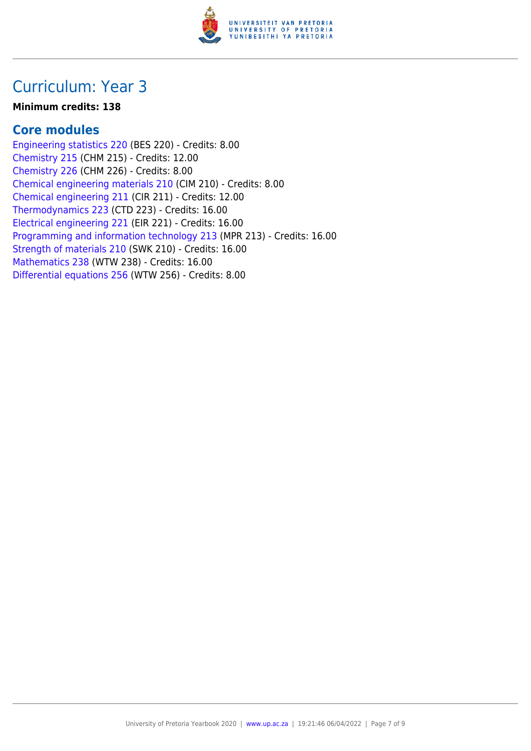## Curriculum: Year 3

**Minimum credits: 138**

### Core modules

Engineering statistics 220 (BES 220) - Credits: 8.00
Chemistry 215 (CHM 215) - Credits: 12.00
Chemistry 226 (CHM 226) - Credits: 8.00
Chemical engineering materials 210 (CIM 210) - Credits: 8.00
Chemical engineering 211 (CIR 211) - Credits: 12.00
Thermodynamics 223 (CTD 223) - Credits: 16.00
Electrical engineering 221 (EIR 221) - Credits: 16.00
Programming and information technology 213 (MPR 213) - Credits: 16.00
Strength of materials 210 (SWK 210) - Credits: 16.00
Mathematics 238 (WTW 238) - Credits: 16.00
Differential equations 256 (WTW 256) - Credits: 8.00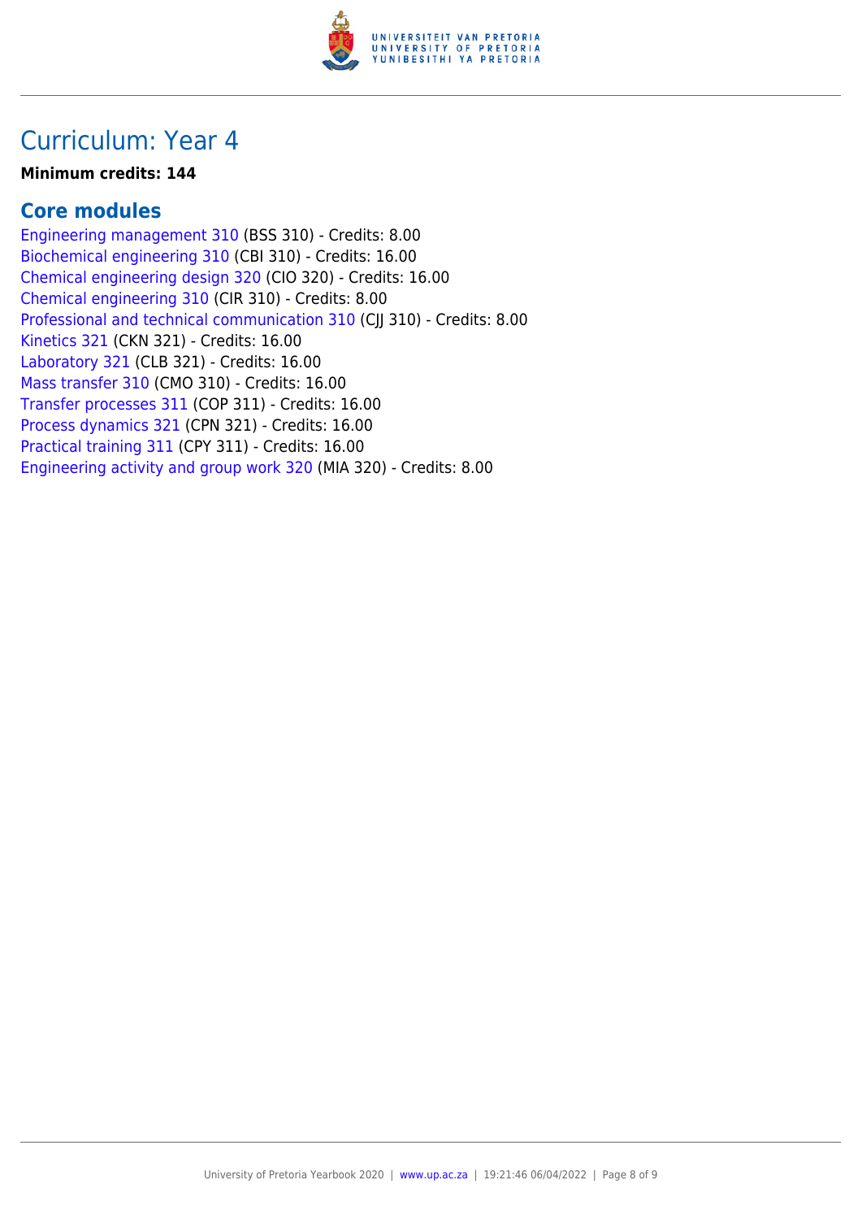# Curriculum: Year 4

**Minimum credits: 144**

## Core modules

Engineering management 310 (BSS 310) - Credits: 8.00
Biochemical engineering 310 (CBI 310) - Credits: 16.00
Chemical engineering design 320 (CIO 320) - Credits: 16.00
Chemical engineering 310 (CIR 310) - Credits: 8.00
Professional and technical communication 310 (CJJ 310) - Credits: 8.00
Kinetics 321 (CKN 321) - Credits: 16.00
Laboratory 321 (CLB 321) - Credits: 16.00
Mass transfer 310 (CMO 310) - Credits: 16.00
Transfer processes 311 (COP 311) - Credits: 16.00
Process dynamics 321 (CPN 321) - Credits: 16.00
Practical training 311 (CPY 311) - Credits: 16.00
Engineering activity and group work 320 (MIA 320) - Credits: 8.00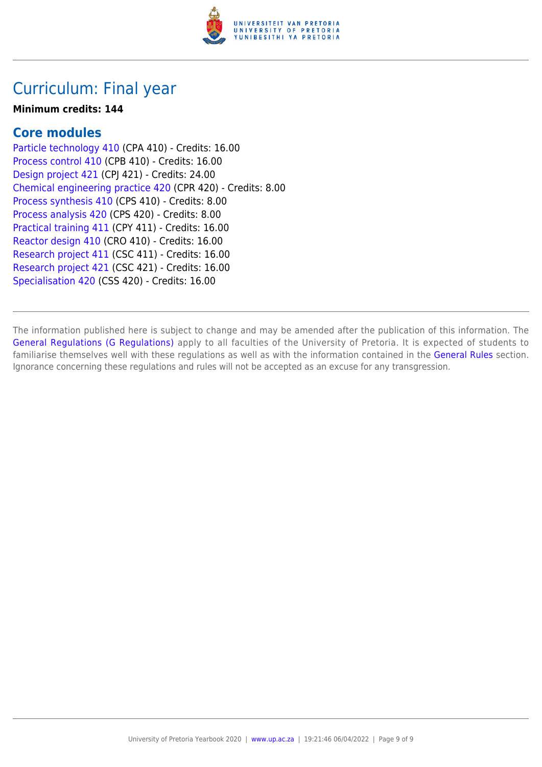# Curriculum: Final year

**Minimum credits: 144**

## Core modules

Particle technology 410 (CPA 410) - Credits: 16.00
Process control 410 (CPB 410) - Credits: 16.00
Design project 421 (CPJ 421) - Credits: 24.00
Chemical engineering practice 420 (CPR 420) - Credits: 8.00
Process synthesis 410 (CPS 410) - Credits: 8.00
Process analysis 420 (CPS 420) - Credits: 8.00
Practical training 411 (CPY 411) - Credits: 16.00
Reactor design 410 (CRO 410) - Credits: 16.00
Research project 411 (CSC 411) - Credits: 16.00
Research project 421 (CSC 421) - Credits: 16.00
Specialisation 420 (CSS 420) - Credits: 16.00

The information published here is subject to change and may be amended after the publication of this information. The General Regulations (G Regulations) apply to all faculties of the University of Pretoria. It is expected of students to familiarise themselves well with these regulations as well as with the information contained in the General Rules section. Ignorance concerning these regulations and rules will not be accepted as an excuse for any transgression.